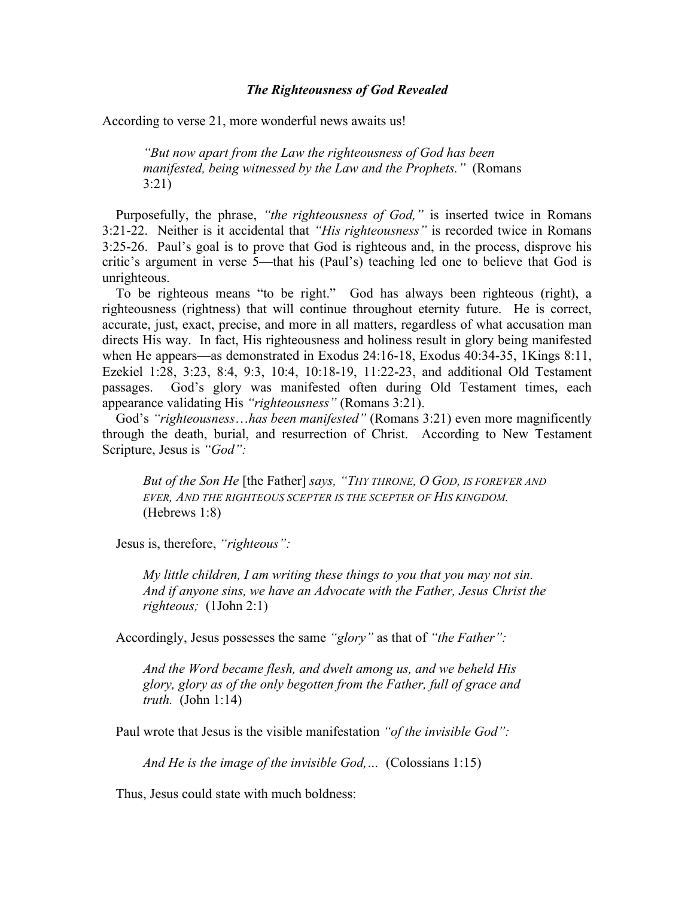### *The Righteousness of God Revealed*

According to verse 21, more wonderful news awaits us!

> *"But now apart from the Law the righteousness of God has been manifested, being witnessed by the Law and the Prophets."* (Romans 3:21)

Purposefully, the phrase, *"the righteousness of God,"* is inserted twice in Romans 3:21-22. Neither is it accidental that *"His righteousness"* is recorded twice in Romans 3:25-26. Paul's goal is to prove that God is righteous and, in the process, disprove his critic's argument in verse 5—that his (Paul's) teaching led one to believe that God is unrighteous.

To be righteous means "to be right." God has always been righteous (right), a righteousness (rightness) that will continue throughout eternity future. He is correct, accurate, just, exact, precise, and more in all matters, regardless of what accusation man directs His way. In fact, His righteousness and holiness result in glory being manifested when He appears—as demonstrated in Exodus 24:16-18, Exodus 40:34-35, 1Kings 8:11, Ezekiel 1:28, 3:23, 8:4, 9:3, 10:4, 10:18-19, 11:22-23, and additional Old Testament passages. God's glory was manifested often during Old Testament times, each appearance validating His *"righteousness"* (Romans 3:21).

God's *"righteousness…has been manifested"* (Romans 3:21) even more magnificently through the death, burial, and resurrection of Christ. According to New Testament Scripture, Jesus is *"God":*

> *But of the Son He* [the Father] *says, "THY THRONE, O GOD, IS FOREVER AND EVER, AND THE RIGHTEOUS SCEPTER IS THE SCEPTER OF HIS KINGDOM.* (Hebrews 1:8)

Jesus is, therefore, *"righteous":*

> *My little children, I am writing these things to you that you may not sin. And if anyone sins, we have an Advocate with the Father, Jesus Christ the righteous;* (1John 2:1)

Accordingly, Jesus possesses the same *"glory"* as that of *"the Father":*

> *And the Word became flesh, and dwelt among us, and we beheld His glory, glory as of the only begotten from the Father, full of grace and truth.* (John 1:14)

Paul wrote that Jesus is the visible manifestation *"of the invisible God":*

> *And He is the image of the invisible God,…* (Colossians 1:15)

Thus, Jesus could state with much boldness: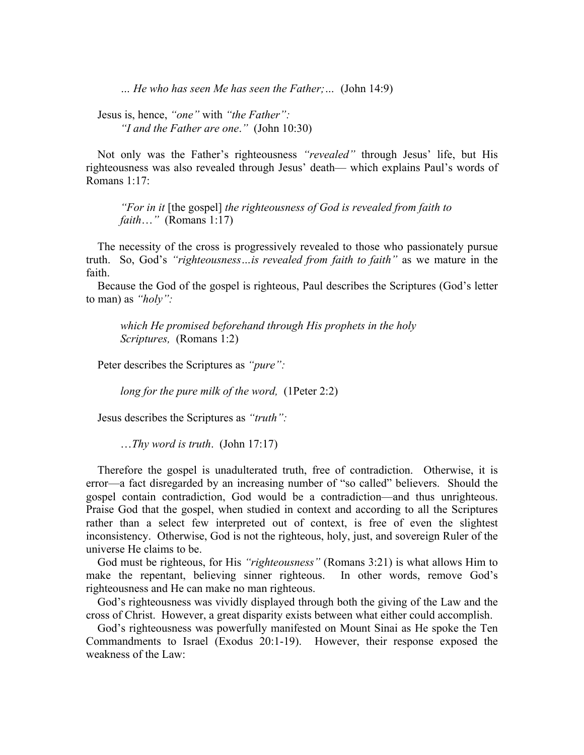*… He who has seen Me has seen the Father;…* (John 14:9)

Jesus is, hence, *"one"* with *"the Father":*
*"I and the Father are one."* (John 10:30)

Not only was the Father's righteousness *"revealed"* through Jesus' life, but His righteousness was also revealed through Jesus' death— which explains Paul's words of Romans 1:17:

> *"For in it* [the gospel] *the righteousness of God is revealed from faith to faith…"* (Romans 1:17)

The necessity of the cross is progressively revealed to those who passionately pursue truth. So, God's *"righteousness…is revealed from faith to faith"* as we mature in the faith.

Because the God of the gospel is righteous, Paul describes the Scriptures (God's letter to man) as *"holy":*

> *which He promised beforehand through His prophets in the holy Scriptures,* (Romans 1:2)

Peter describes the Scriptures as *"pure":*

> *long for the pure milk of the word,* (1Peter 2:2)

Jesus describes the Scriptures as *"truth":*

> *…Thy word is truth.* (John 17:17)

Therefore the gospel is unadulterated truth, free of contradiction. Otherwise, it is error—a fact disregarded by an increasing number of "so called" believers. Should the gospel contain contradiction, God would be a contradiction—and thus unrighteous. Praise God that the gospel, when studied in context and according to all the Scriptures rather than a select few interpreted out of context, is free of even the slightest inconsistency. Otherwise, God is not the righteous, holy, just, and sovereign Ruler of the universe He claims to be.

God must be righteous, for His *"righteousness"* (Romans 3:21) is what allows Him to make the repentant, believing sinner righteous. In other words, remove God's righteousness and He can make no man righteous.

God's righteousness was vividly displayed through both the giving of the Law and the cross of Christ. However, a great disparity exists between what either could accomplish.

God's righteousness was powerfully manifested on Mount Sinai as He spoke the Ten Commandments to Israel (Exodus 20:1-19). However, their response exposed the weakness of the Law: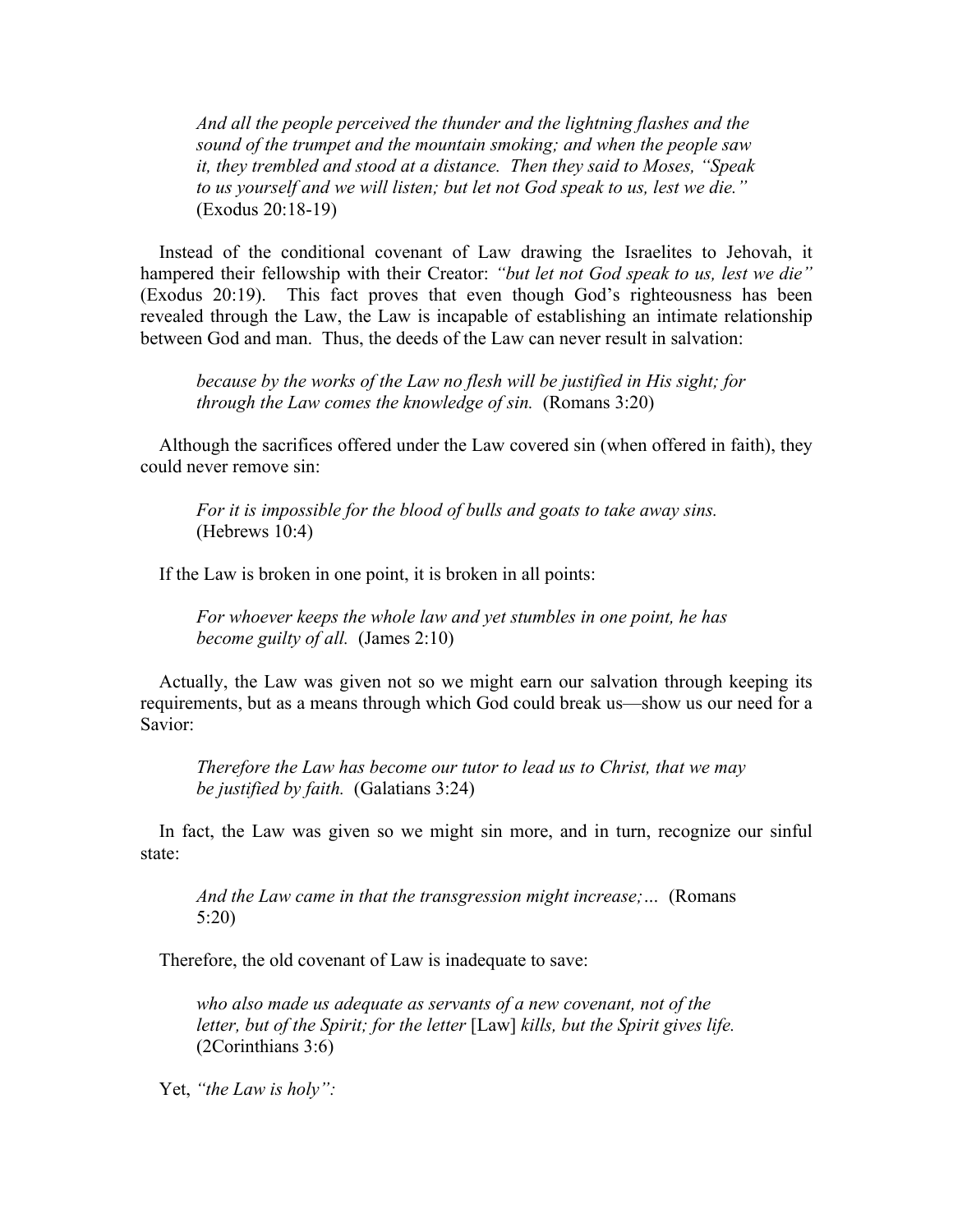> *And all the people perceived the thunder and the lightning flashes and the sound of the trumpet and the mountain smoking; and when the people saw it, they trembled and stood at a distance. Then they said to Moses, "Speak to us yourself and we will listen; but let not God speak to us, lest we die."* (Exodus 20:18-19)

Instead of the conditional covenant of Law drawing the Israelites to Jehovah, it hampered their fellowship with their Creator: *"but let not God speak to us, lest we die"* (Exodus 20:19). This fact proves that even though God's righteousness has been revealed through the Law, the Law is incapable of establishing an intimate relationship between God and man. Thus, the deeds of the Law can never result in salvation:

> *because by the works of the Law no flesh will be justified in His sight; for through the Law comes the knowledge of sin.* (Romans 3:20)

Although the sacrifices offered under the Law covered sin (when offered in faith), they could never remove sin:

> *For it is impossible for the blood of bulls and goats to take away sins.* (Hebrews 10:4)

If the Law is broken in one point, it is broken in all points:

> *For whoever keeps the whole law and yet stumbles in one point, he has become guilty of all.* (James 2:10)

Actually, the Law was given not so we might earn our salvation through keeping its requirements, but as a means through which God could break us—show us our need for a Savior:

> *Therefore the Law has become our tutor to lead us to Christ, that we may be justified by faith.* (Galatians 3:24)

In fact, the Law was given so we might sin more, and in turn, recognize our sinful state:

> *And the Law came in that the transgression might increase;…* (Romans 5:20)

Therefore, the old covenant of Law is inadequate to save:

> *who also made us adequate as servants of a new covenant, not of the letter, but of the Spirit; for the letter* [Law] *kills, but the Spirit gives life.* (2Corinthians 3:6)

Yet, *"the Law is holy":*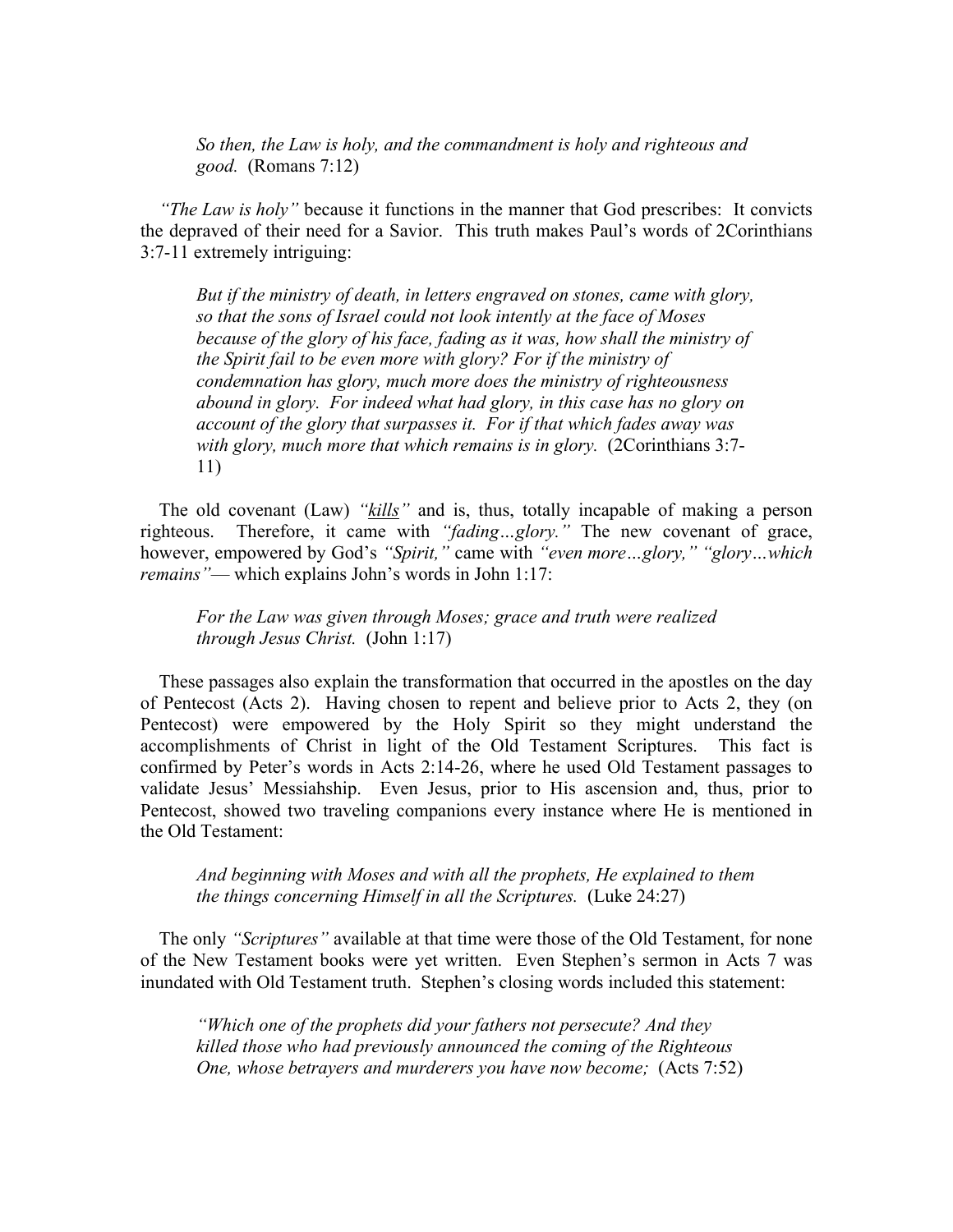*So then, the Law is holy, and the commandment is holy and righteous and good.* (Romans 7:12)

*"The Law is holy"* because it functions in the manner that God prescribes: It convicts the depraved of their need for a Savior. This truth makes Paul's words of 2Corinthians 3:7-11 extremely intriguing:

*But if the ministry of death, in letters engraved on stones, came with glory, so that the sons of Israel could not look intently at the face of Moses because of the glory of his face, fading as it was, how shall the ministry of the Spirit fail to be even more with glory? For if the ministry of condemnation has glory, much more does the ministry of righteousness abound in glory. For indeed what had glory, in this case has no glory on account of the glory that surpasses it. For if that which fades away was with glory, much more that which remains is in glory.* (2Corinthians 3:7-11)

The old covenant (Law) *"<u>kills</u>"* and is, thus, totally incapable of making a person righteous. Therefore, it came with *"fading…glory."* The new covenant of grace, however, empowered by God's *"Spirit,"* came with *"even more…glory," "glory…which remains"*— which explains John's words in John 1:17:

*For the Law was given through Moses; grace and truth were realized through Jesus Christ.* (John 1:17)

These passages also explain the transformation that occurred in the apostles on the day of Pentecost (Acts 2). Having chosen to repent and believe prior to Acts 2, they (on Pentecost) were empowered by the Holy Spirit so they might understand the accomplishments of Christ in light of the Old Testament Scriptures. This fact is confirmed by Peter's words in Acts 2:14-26, where he used Old Testament passages to validate Jesus' Messiahship. Even Jesus, prior to His ascension and, thus, prior to Pentecost, showed two traveling companions every instance where He is mentioned in the Old Testament:

*And beginning with Moses and with all the prophets, He explained to them the things concerning Himself in all the Scriptures.* (Luke 24:27)

The only *"Scriptures"* available at that time were those of the Old Testament, for none of the New Testament books were yet written. Even Stephen's sermon in Acts 7 was inundated with Old Testament truth. Stephen's closing words included this statement:

*"Which one of the prophets did your fathers not persecute? And they killed those who had previously announced the coming of the Righteous One, whose betrayers and murderers you have now become;* (Acts 7:52)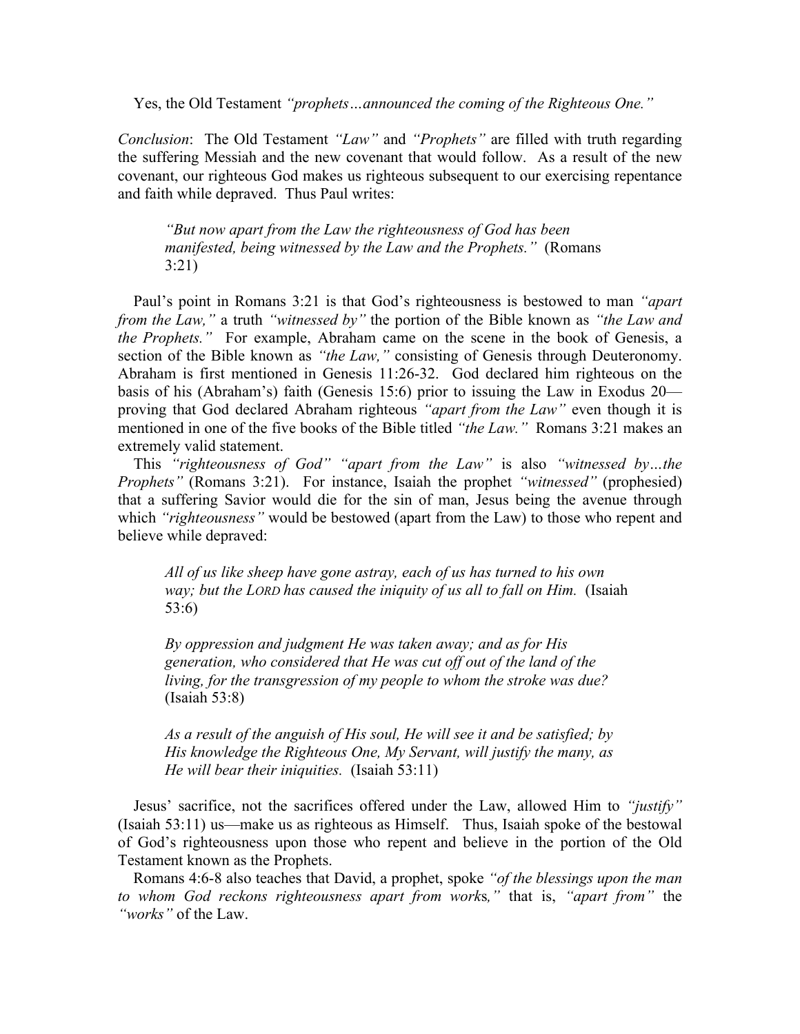Yes, the Old Testament *"prophets…announced the coming of the Righteous One."*

*Conclusion*: The Old Testament *"Law"* and *"Prophets"* are filled with truth regarding the suffering Messiah and the new covenant that would follow. As a result of the new covenant, our righteous God makes us righteous subsequent to our exercising repentance and faith while depraved. Thus Paul writes:

> *"But now apart from the Law the righteousness of God has been manifested, being witnessed by the Law and the Prophets."* (Romans 3:21)

Paul's point in Romans 3:21 is that God's righteousness is bestowed to man *"apart from the Law,"* a truth *"witnessed by"* the portion of the Bible known as *"the Law and the Prophets."* For example, Abraham came on the scene in the book of Genesis, a section of the Bible known as *"the Law,"* consisting of Genesis through Deuteronomy. Abraham is first mentioned in Genesis 11:26-32. God declared him righteous on the basis of his (Abraham's) faith (Genesis 15:6) prior to issuing the Law in Exodus 20—proving that God declared Abraham righteous *"apart from the Law"* even though it is mentioned in one of the five books of the Bible titled *"the Law."* Romans 3:21 makes an extremely valid statement.

This *"righteousness of God" "apart from the Law"* is also *"witnessed by…the Prophets"* (Romans 3:21). For instance, Isaiah the prophet *"witnessed"* (prophesied) that a suffering Savior would die for the sin of man, Jesus being the avenue through which *"righteousness"* would be bestowed (apart from the Law) to those who repent and believe while depraved:

> *All of us like sheep have gone astray, each of us has turned to his own way; but the LORD has caused the iniquity of us all to fall on Him.* (Isaiah 53:6)

> *By oppression and judgment He was taken away; and as for His generation, who considered that He was cut off out of the land of the living, for the transgression of my people to whom the stroke was due?* (Isaiah 53:8)

> *As a result of the anguish of His soul, He will see it and be satisfied; by His knowledge the Righteous One, My Servant, will justify the many, as He will bear their iniquities.* (Isaiah 53:11)

Jesus' sacrifice, not the sacrifices offered under the Law, allowed Him to *"justify"* (Isaiah 53:11) us—make us as righteous as Himself. Thus, Isaiah spoke of the bestowal of God's righteousness upon those who repent and believe in the portion of the Old Testament known as the Prophets.

Romans 4:6-8 also teaches that David, a prophet, spoke *"of the blessings upon the man to whom God reckons righteousness apart from works,"* that is, *"apart from"* the *"works"* of the Law.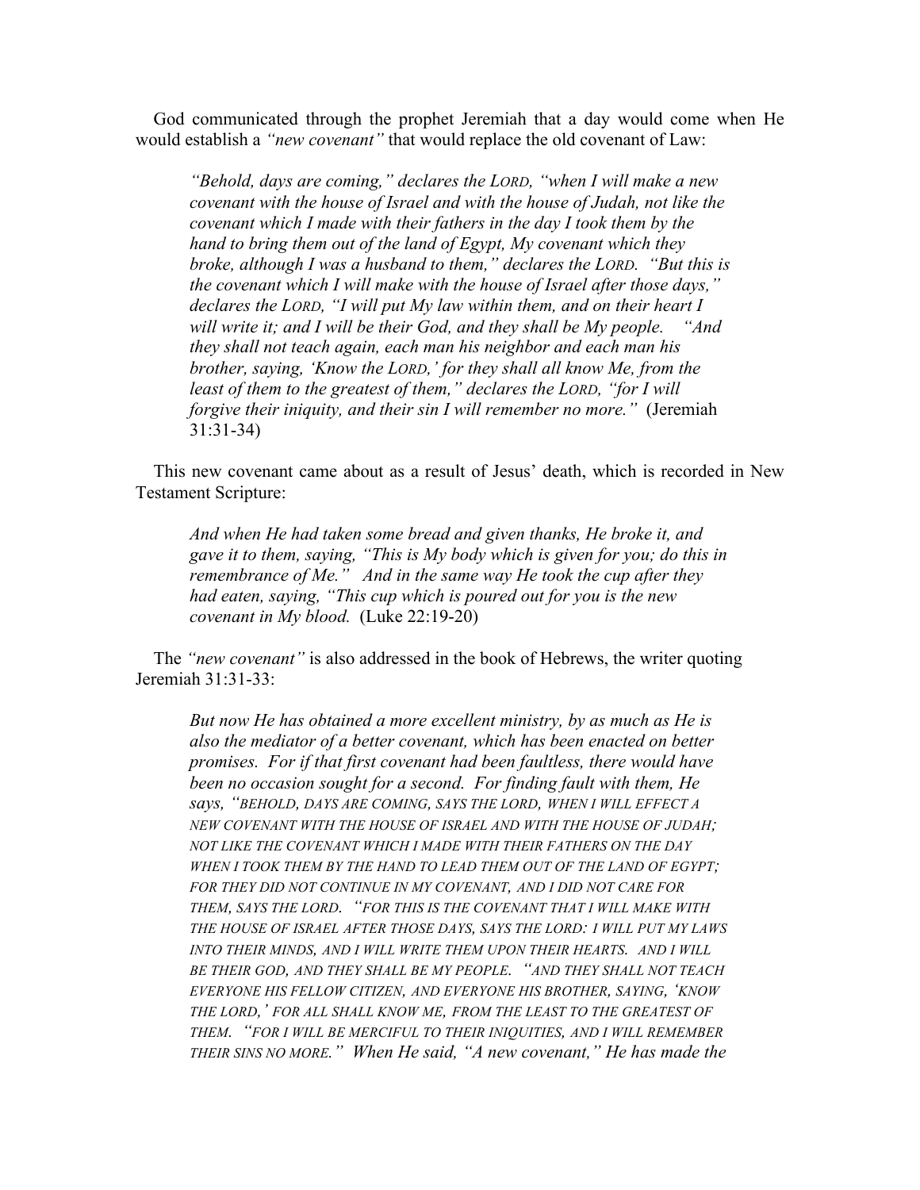God communicated through the prophet Jeremiah that a day would come when He would establish a *"new covenant"* that would replace the old covenant of Law:

> *"Behold, days are coming," declares the LORD, "when I will make a new covenant with the house of Israel and with the house of Judah, not like the covenant which I made with their fathers in the day I took them by the hand to bring them out of the land of Egypt, My covenant which they broke, although I was a husband to them," declares the LORD. "But this is the covenant which I will make with the house of Israel after those days," declares the LORD, "I will put My law within them, and on their heart I will write it; and I will be their God, and they shall be My people. "And they shall not teach again, each man his neighbor and each man his brother, saying, 'Know the LORD,' for they shall all know Me, from the least of them to the greatest of them," declares the LORD, "for I will forgive their iniquity, and their sin I will remember no more."* (Jeremiah 31:31-34)

This new covenant came about as a result of Jesus' death, which is recorded in New Testament Scripture:

> *And when He had taken some bread and given thanks, He broke it, and gave it to them, saying, "This is My body which is given for you; do this in remembrance of Me." And in the same way He took the cup after they had eaten, saying, "This cup which is poured out for you is the new covenant in My blood.* (Luke 22:19-20)

The *"new covenant"* is also addressed in the book of Hebrews, the writer quoting Jeremiah 31:31-33:

> *But now He has obtained a more excellent ministry, by as much as He is also the mediator of a better covenant, which has been enacted on better promises. For if that first covenant had been faultless, there would have been no occasion sought for a second. For finding fault with them, He says, "BEHOLD, DAYS ARE COMING, SAYS THE LORD, WHEN I WILL EFFECT A NEW COVENANT WITH THE HOUSE OF ISRAEL AND WITH THE HOUSE OF JUDAH; NOT LIKE THE COVENANT WHICH I MADE WITH THEIR FATHERS ON THE DAY WHEN I TOOK THEM BY THE HAND TO LEAD THEM OUT OF THE LAND OF EGYPT; FOR THEY DID NOT CONTINUE IN MY COVENANT, AND I DID NOT CARE FOR THEM, SAYS THE LORD. "FOR THIS IS THE COVENANT THAT I WILL MAKE WITH THE HOUSE OF ISRAEL AFTER THOSE DAYS, SAYS THE LORD: I WILL PUT MY LAWS INTO THEIR MINDS, AND I WILL WRITE THEM UPON THEIR HEARTS. AND I WILL BE THEIR GOD, AND THEY SHALL BE MY PEOPLE. "AND THEY SHALL NOT TEACH EVERYONE HIS FELLOW CITIZEN, AND EVERYONE HIS BROTHER, SAYING, 'KNOW THE LORD,' FOR ALL SHALL KNOW ME, FROM THE LEAST TO THE GREATEST OF THEM. "FOR I WILL BE MERCIFUL TO THEIR INIQUITIES, AND I WILL REMEMBER THEIR SINS NO MORE." When He said, "A new covenant," He has made the*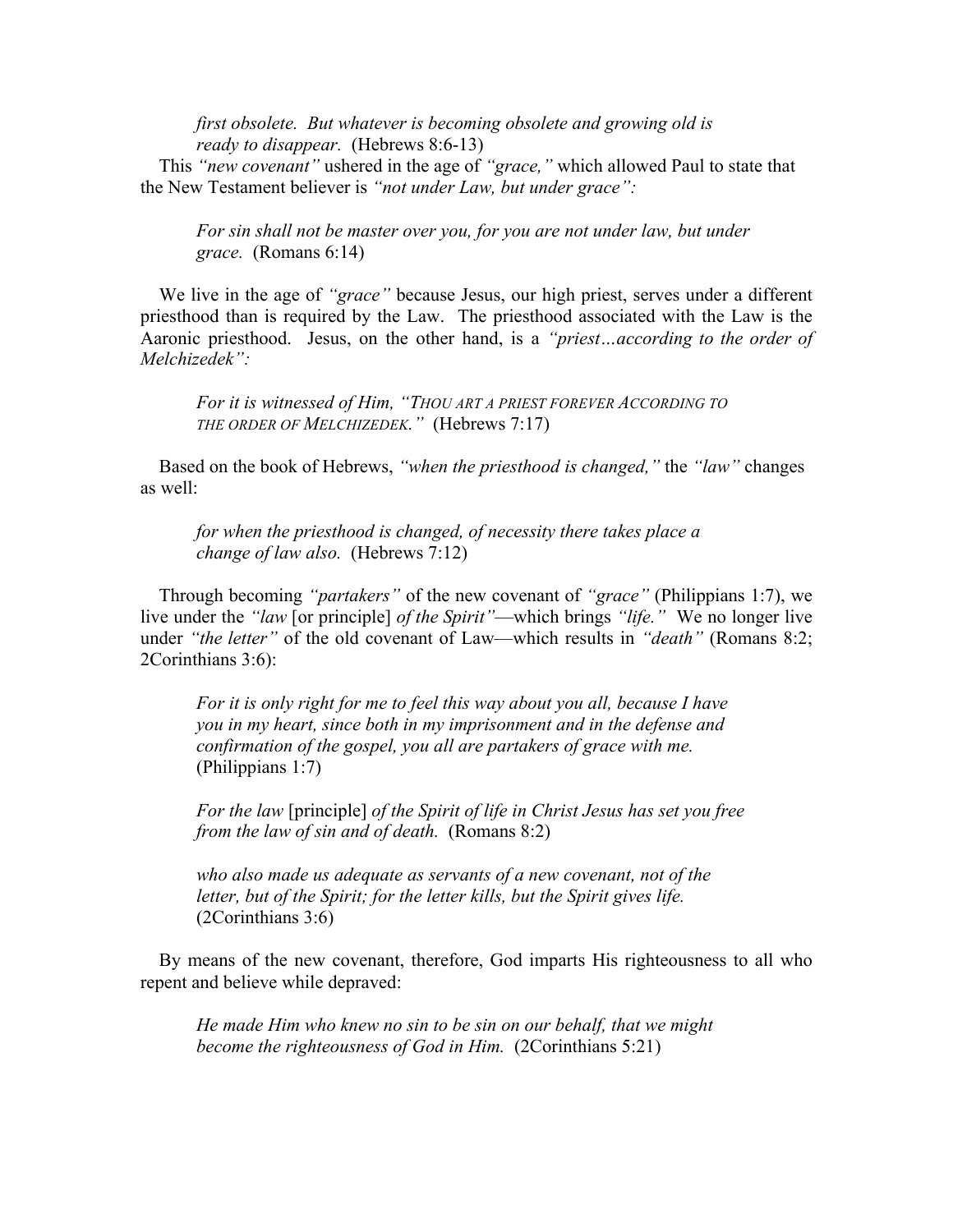*first obsolete. But whatever is becoming obsolete and growing old is ready to disappear.* (Hebrews 8:6-13)

This *"new covenant"* ushered in the age of *"grace,"* which allowed Paul to state that the New Testament believer is *"not under Law, but under grace":*

> *For sin shall not be master over you, for you are not under law, but under grace.* (Romans 6:14)

We live in the age of *"grace"* because Jesus, our high priest, serves under a different priesthood than is required by the Law. The priesthood associated with the Law is the Aaronic priesthood. Jesus, on the other hand, is a *"priest…according to the order of Melchizedek":*

> *For it is witnessed of Him, "THOU ART A PRIEST FOREVER ACCORDING TO THE ORDER OF MELCHIZEDEK."* (Hebrews 7:17)

Based on the book of Hebrews, *"when the priesthood is changed,"* the *"law"* changes as well:

> *for when the priesthood is changed, of necessity there takes place a change of law also.* (Hebrews 7:12)

Through becoming *"partakers"* of the new covenant of *"grace"* (Philippians 1:7), we live under the *"law* [or principle] *of the Spirit"*—which brings *"life."* We no longer live under *"the letter"* of the old covenant of Law—which results in *"death"* (Romans 8:2; 2Corinthians 3:6):

> *For it is only right for me to feel this way about you all, because I have you in my heart, since both in my imprisonment and in the defense and confirmation of the gospel, you all are partakers of grace with me.* (Philippians 1:7)

> *For the law* [principle] *of the Spirit of life in Christ Jesus has set you free from the law of sin and of death.* (Romans 8:2)

> *who also made us adequate as servants of a new covenant, not of the letter, but of the Spirit; for the letter kills, but the Spirit gives life.* (2Corinthians 3:6)

By means of the new covenant, therefore, God imparts His righteousness to all who repent and believe while depraved:

> *He made Him who knew no sin to be sin on our behalf, that we might become the righteousness of God in Him.* (2Corinthians 5:21)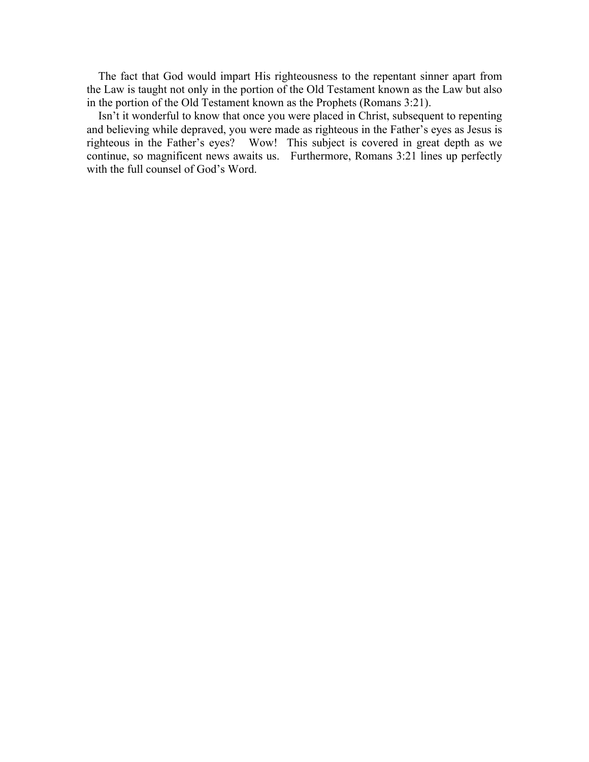The fact that God would impart His righteousness to the repentant sinner apart from the Law is taught not only in the portion of the Old Testament known as the Law but also in the portion of the Old Testament known as the Prophets (Romans 3:21).

Isn't it wonderful to know that once you were placed in Christ, subsequent to repenting and believing while depraved, you were made as righteous in the Father's eyes as Jesus is righteous in the Father's eyes? Wow! This subject is covered in great depth as we continue, so magnificent news awaits us. Furthermore, Romans 3:21 lines up perfectly with the full counsel of God's Word.